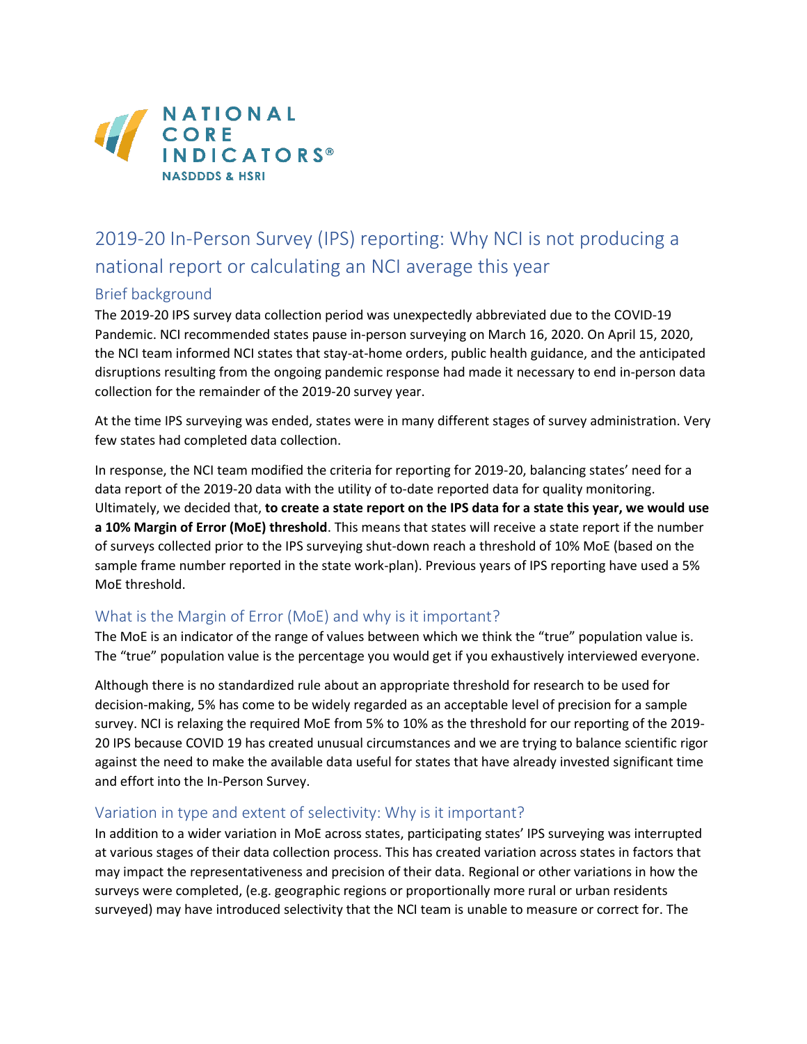NATIONAL CORE INDICATORS®
NASDDDS & HSRI

# 2019-20 In-Person Survey (IPS) reporting: Why NCI is not producing a national report or calculating an NCI average this year

## Brief background

The 2019-20 IPS survey data collection period was unexpectedly abbreviated due to the COVID-19 Pandemic. NCI recommended states pause in-person surveying on March 16, 2020. On April 15, 2020, the NCI team informed NCI states that stay-at-home orders, public health guidance, and the anticipated disruptions resulting from the ongoing pandemic response had made it necessary to end in-person data collection for the remainder of the 2019-20 survey year.

At the time IPS surveying was ended, states were in many different stages of survey administration. Very few states had completed data collection.

In response, the NCI team modified the criteria for reporting for 2019-20, balancing states' need for a data report of the 2019-20 data with the utility of to-date reported data for quality monitoring. Ultimately, we decided that, **to create a state report on the IPS data for a state this year, we would use a 10% Margin of Error (MoE) threshold**. This means that states will receive a state report if the number of surveys collected prior to the IPS surveying shut-down reach a threshold of 10% MoE (based on the sample frame number reported in the state work-plan). Previous years of IPS reporting have used a 5% MoE threshold.

## What is the Margin of Error (MoE) and why is it important?

The MoE is an indicator of the range of values between which we think the "true" population value is. The "true" population value is the percentage you would get if you exhaustively interviewed everyone.

Although there is no standardized rule about an appropriate threshold for research to be used for decision-making, 5% has come to be widely regarded as an acceptable level of precision for a sample survey. NCI is relaxing the required MoE from 5% to 10% as the threshold for our reporting of the 2019-20 IPS because COVID 19 has created unusual circumstances and we are trying to balance scientific rigor against the need to make the available data useful for states that have already invested significant time and effort into the In-Person Survey.

## Variation in type and extent of selectivity: Why is it important?

In addition to a wider variation in MoE across states, participating states' IPS surveying was interrupted at various stages of their data collection process. This has created variation across states in factors that may impact the representativeness and precision of their data. Regional or other variations in how the surveys were completed, (e.g. geographic regions or proportionally more rural or urban residents surveyed) may have introduced selectivity that the NCI team is unable to measure or correct for. The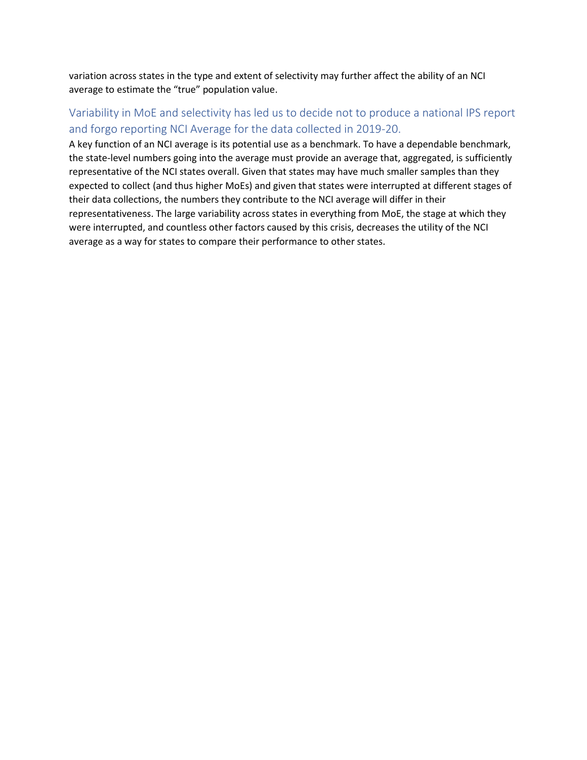variation across states in the type and extent of selectivity may further affect the ability of an NCI average to estimate the "true" population value.

## Variability in MoE and selectivity has led us to decide not to produce a national IPS report and forgo reporting NCI Average for the data collected in 2019-20.

A key function of an NCI average is its potential use as a benchmark. To have a dependable benchmark, the state-level numbers going into the average must provide an average that, aggregated, is sufficiently representative of the NCI states overall. Given that states may have much smaller samples than they expected to collect (and thus higher MoEs) and given that states were interrupted at different stages of their data collections, the numbers they contribute to the NCI average will differ in their representativeness. The large variability across states in everything from MoE, the stage at which they were interrupted, and countless other factors caused by this crisis, decreases the utility of the NCI average as a way for states to compare their performance to other states.